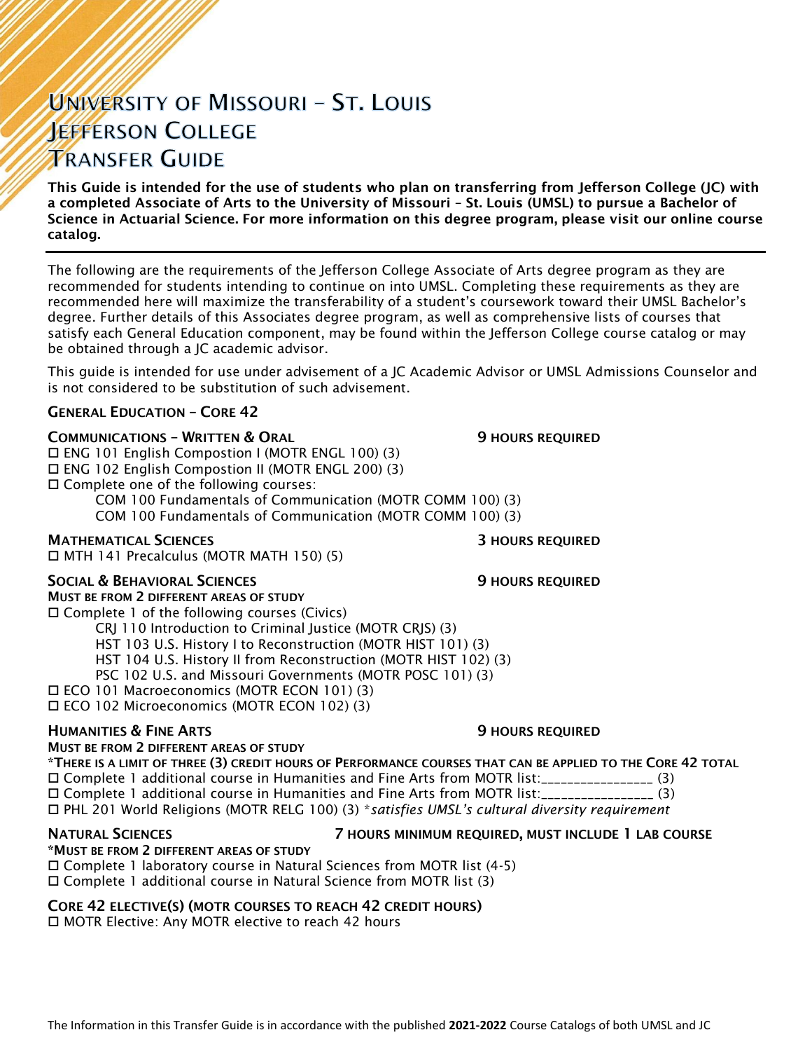# University of Missouri – St. Louis
# Jefferson College
# Transfer Guide

**This Guide is intended for the use of students who plan on transferring from Jefferson College (JC) with a completed Associate of Arts to the University of Missouri – St. Louis (UMSL) to pursue a Bachelor of Science in Actuarial Science. For more information on this degree program, please visit our online course catalog.**

---

The following are the requirements of the Jefferson College Associate of Arts degree program as they are recommended for students intending to continue on into UMSL. Completing these requirements as they are recommended here will maximize the transferability of a student's coursework toward their UMSL Bachelor's degree. Further details of this Associates degree program, as well as comprehensive lists of courses that satisfy each General Education component, may be found within the Jefferson College course catalog or may be obtained through a JC academic advisor.

This guide is intended for use under advisement of a JC Academic Advisor or UMSL Admissions Counselor and is not considered to be substitution of such advisement.

## General Education – Core 42

### Communications – Written & Oral — 9 hours required

- ☐ ENG 101 English Compostion I (MOTR ENGL 100) (3)
- ☐ ENG 102 English Compostion II (MOTR ENGL 200) (3)
- ☐ Complete one of the following courses:
  - COM 100 Fundamentals of Communication (MOTR COMM 100) (3)
  - COM 100 Fundamentals of Communication (MOTR COMM 100) (3)

### Mathematical Sciences — 3 hours required

- ☐ MTH 141 Precalculus (MOTR MATH 150) (5)

### Social & Behavioral Sciences — 9 hours required

**Must be from 2 different areas of study**

- ☐ Complete 1 of the following courses (Civics)
  - CRJ 110 Introduction to Criminal Justice (MOTR CRJS) (3)
  - HST 103 U.S. History I to Reconstruction (MOTR HIST 101) (3)
  - HST 104 U.S. History II from Reconstruction (MOTR HIST 102) (3)
  - PSC 102 U.S. and Missouri Governments (MOTR POSC 101) (3)
- ☐ ECO 101 Macroeconomics (MOTR ECON 101) (3)
- ☐ ECO 102 Microeconomics (MOTR ECON 102) (3)

### Humanities & Fine Arts — 9 hours required

**Must be from 2 different areas of study**

***There is a limit of three (3) credit hours of Performance courses that can be applied to the Core 42 total**

- ☐ Complete 1 additional course in Humanities and Fine Arts from MOTR list:_________________ (3)
- ☐ Complete 1 additional course in Humanities and Fine Arts from MOTR list:_________________ (3)
- ☐ PHL 201 World Religions (MOTR RELG 100) (3) **satisfies UMSL's cultural diversity requirement*

### Natural Sciences — 7 hours minimum required, must include 1 lab course

***Must be from 2 different areas of study**

- ☐ Complete 1 laboratory course in Natural Sciences from MOTR list (4-5)
- ☐ Complete 1 additional course in Natural Science from MOTR list (3)

### Core 42 Elective(s) (MOTR courses to reach 42 credit hours)

- ☐ MOTR Elective: Any MOTR elective to reach 42 hours

The Information in this Transfer Guide is in accordance with the published **2021-2022** Course Catalogs of both UMSL and JC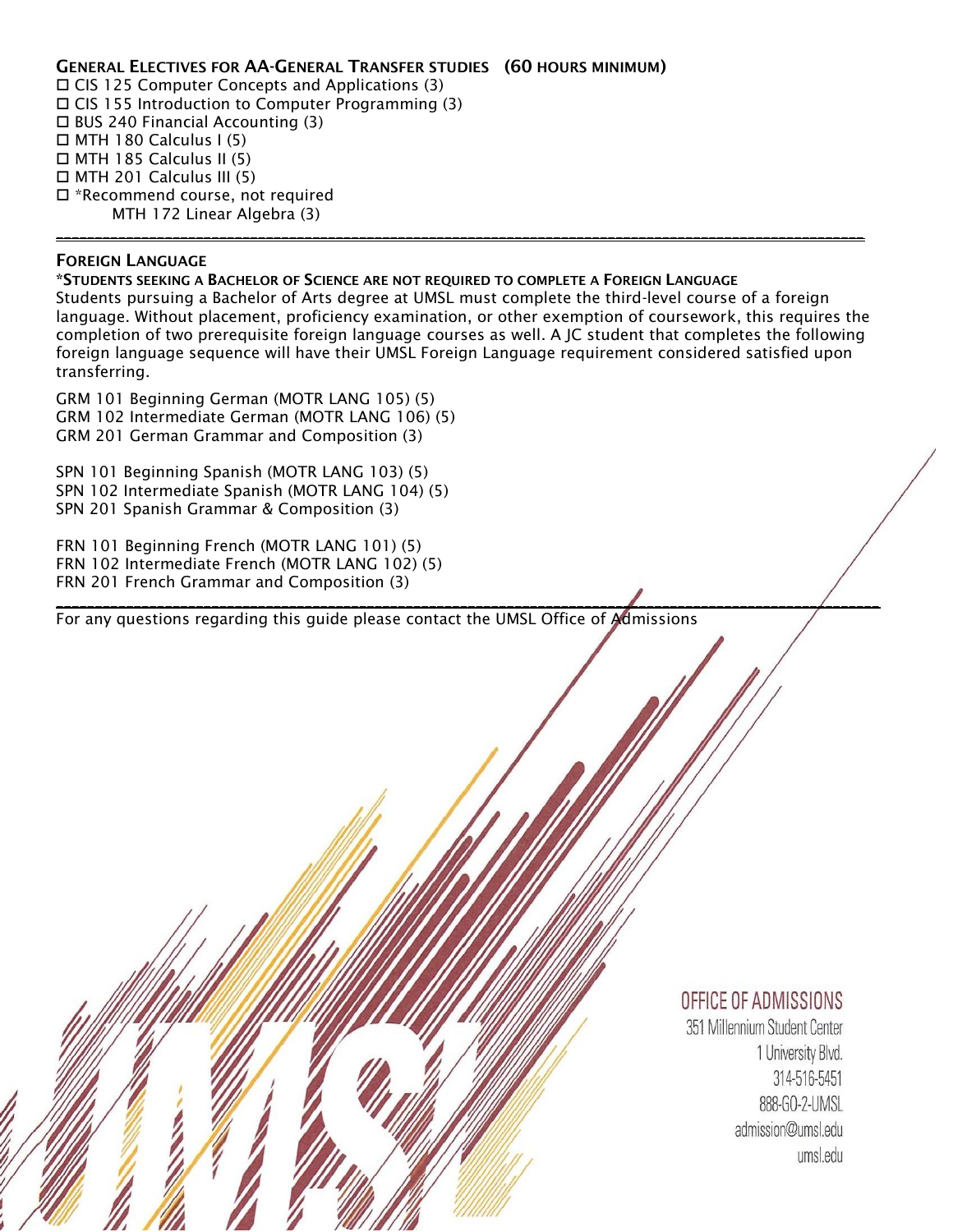## General Electives for AA-General Transfer studies (60 hours minimum)

- ☐ CIS 125 Computer Concepts and Applications (3)
- ☐ CIS 155 Introduction to Computer Programming (3)
- ☐ BUS 240 Financial Accounting (3)
- ☐ MTH 180 Calculus I (5)
- ☐ MTH 185 Calculus II (5)
- ☐ MTH 201 Calculus III (5)
- ☐ *Recommend course, not required
  MTH 172 Linear Algebra (3)

---

## Foreign Language

**\*Students seeking a Bachelor of Science are not required to complete a Foreign Language**

Students pursuing a Bachelor of Arts degree at UMSL must complete the third-level course of a foreign language. Without placement, proficiency examination, or other exemption of coursework, this requires the completion of two prerequisite foreign language courses as well. A JC student that completes the following foreign language sequence will have their UMSL Foreign Language requirement considered satisfied upon transferring.

GRM 101 Beginning German (MOTR LANG 105) (5)
GRM 102 Intermediate German (MOTR LANG 106) (5)
GRM 201 German Grammar and Composition (3)

SPN 101 Beginning Spanish (MOTR LANG 103) (5)
SPN 102 Intermediate Spanish (MOTR LANG 104) (5)
SPN 201 Spanish Grammar & Composition (3)

FRN 101 Beginning French (MOTR LANG 101) (5)
FRN 102 Intermediate French (MOTR LANG 102) (5)
FRN 201 French Grammar and Composition (3)

---

For any questions regarding this guide please contact the UMSL Office of Admissions

OFFICE OF ADMISSIONS
351 Millennium Student Center
1 University Blvd.
314-516-5451
888-GO-2-UMSL
admission@umsl.edu
umsl.edu